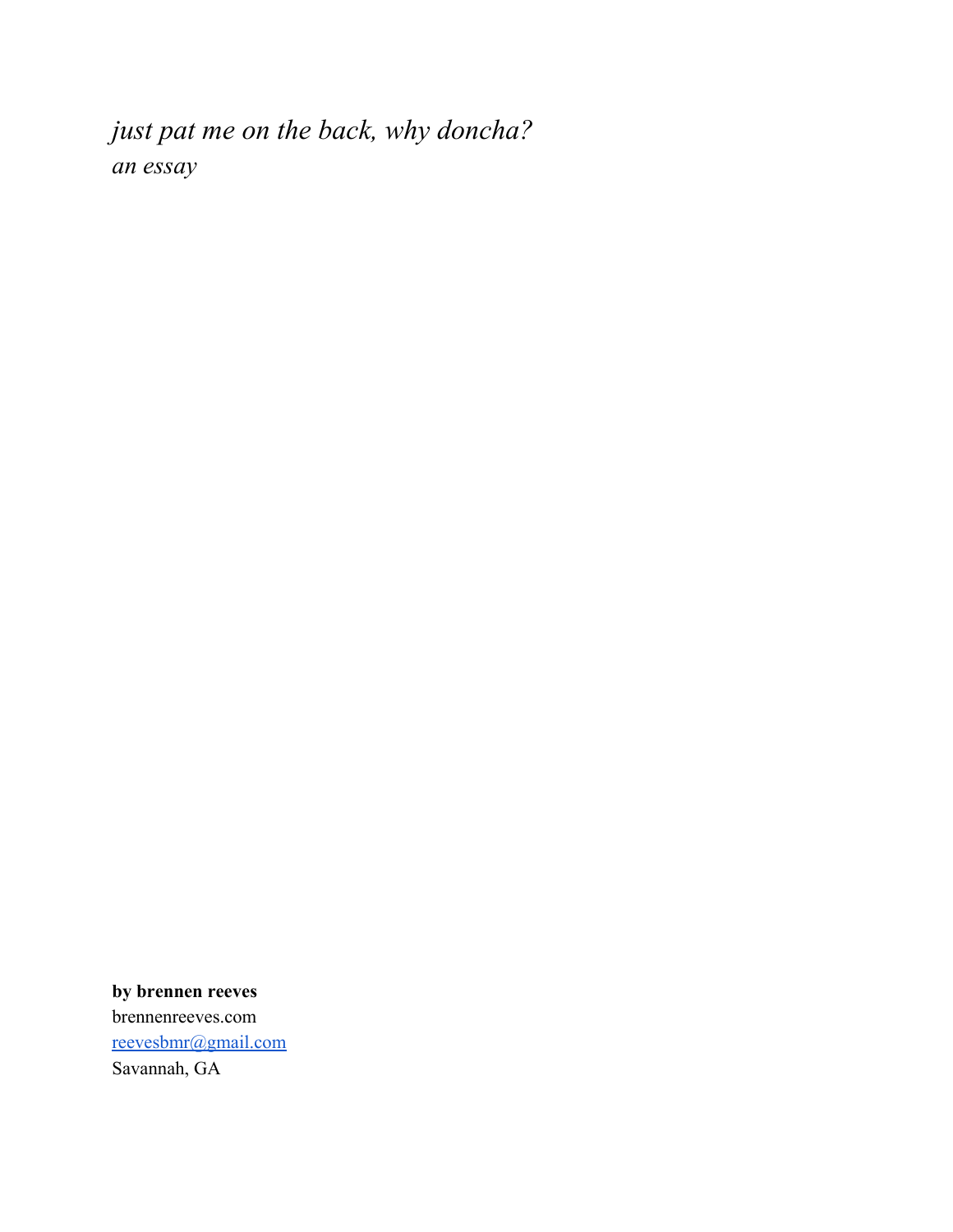# *just pat me on the back, why doncha?*

*an essay*

**by brennen reeves**
brennenreeves.com
[reevesbmr@gmail.com](mailto:reevesbmr@gmail.com)
Savannah, GA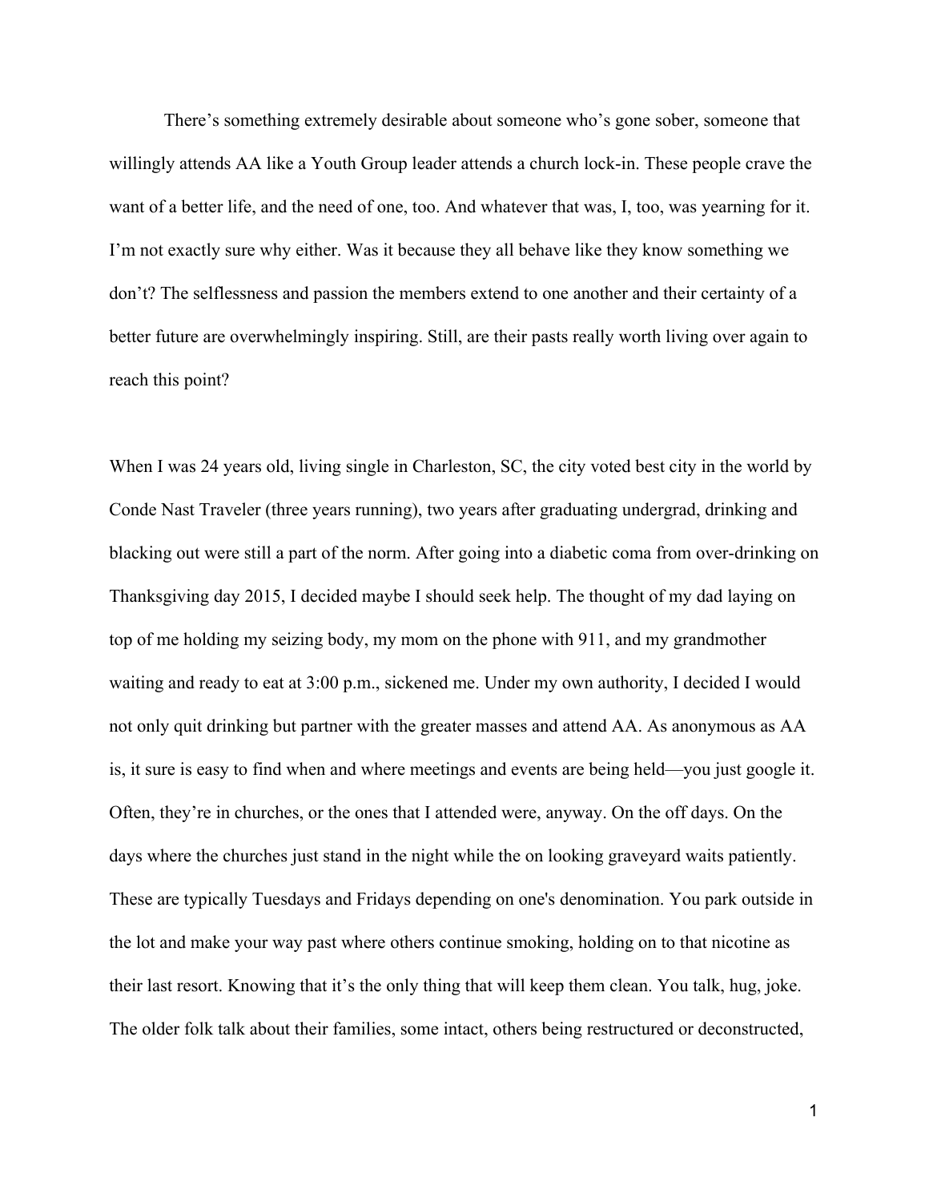There's something extremely desirable about someone who's gone sober, someone that willingly attends AA like a Youth Group leader attends a church lock-in. These people crave the want of a better life, and the need of one, too. And whatever that was, I, too, was yearning for it. I'm not exactly sure why either. Was it because they all behave like they know something we don't? The selflessness and passion the members extend to one another and their certainty of a better future are overwhelmingly inspiring. Still, are their pasts really worth living over again to reach this point?

When I was 24 years old, living single in Charleston, SC, the city voted best city in the world by Conde Nast Traveler (three years running), two years after graduating undergrad, drinking and blacking out were still a part of the norm. After going into a diabetic coma from over-drinking on Thanksgiving day 2015, I decided maybe I should seek help. The thought of my dad laying on top of me holding my seizing body, my mom on the phone with 911, and my grandmother waiting and ready to eat at 3:00 p.m., sickened me. Under my own authority, I decided I would not only quit drinking but partner with the greater masses and attend AA. As anonymous as AA is, it sure is easy to find when and where meetings and events are being held—you just google it. Often, they're in churches, or the ones that I attended were, anyway. On the off days. On the days where the churches just stand in the night while the on looking graveyard waits patiently. These are typically Tuesdays and Fridays depending on one's denomination. You park outside in the lot and make your way past where others continue smoking, holding on to that nicotine as their last resort. Knowing that it's the only thing that will keep them clean. You talk, hug, joke. The older folk talk about their families, some intact, others being restructured or deconstructed,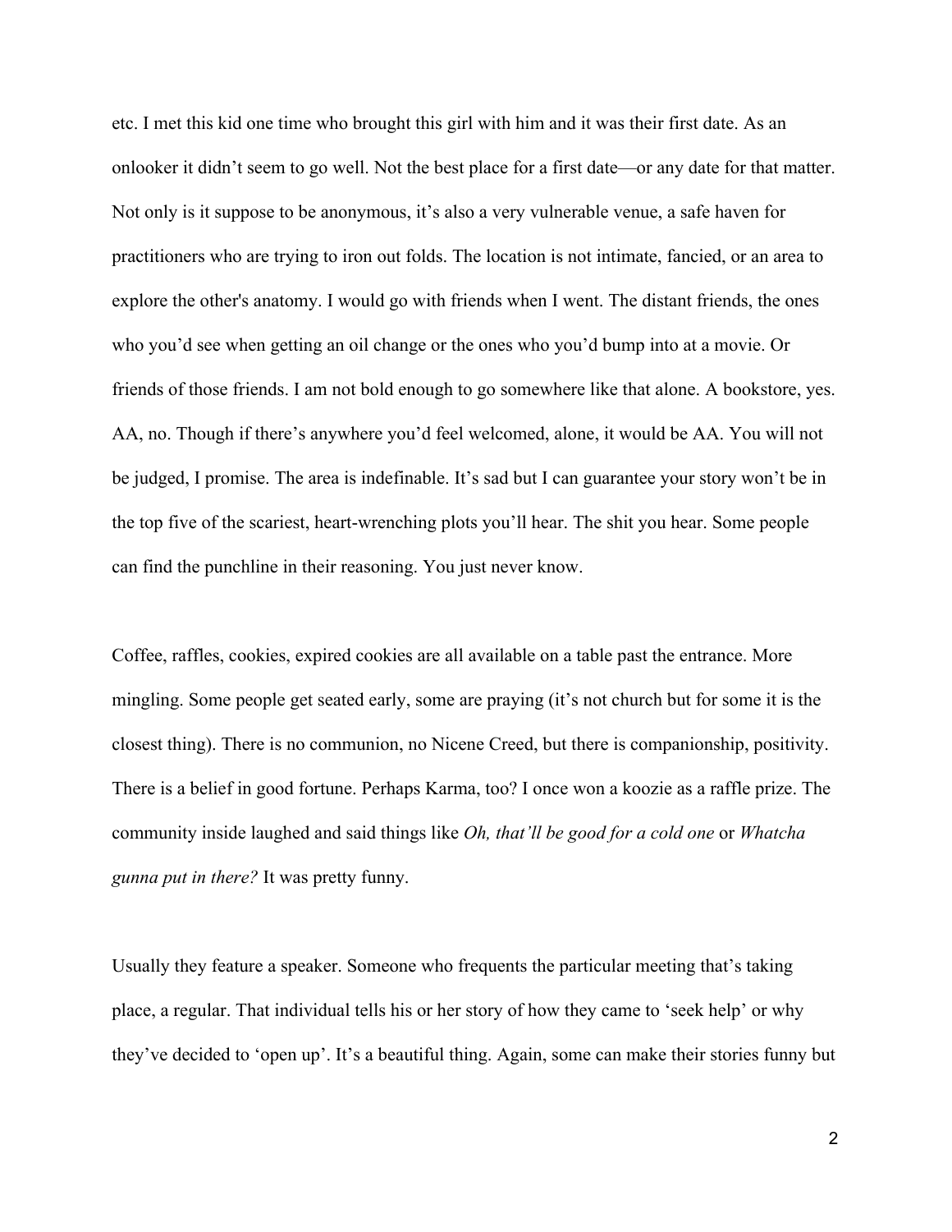etc. I met this kid one time who brought this girl with him and it was their first date. As an onlooker it didn't seem to go well. Not the best place for a first date—or any date for that matter. Not only is it suppose to be anonymous, it's also a very vulnerable venue, a safe haven for practitioners who are trying to iron out folds. The location is not intimate, fancied, or an area to explore the other's anatomy. I would go with friends when I went. The distant friends, the ones who you'd see when getting an oil change or the ones who you'd bump into at a movie. Or friends of those friends. I am not bold enough to go somewhere like that alone. A bookstore, yes. AA, no. Though if there's anywhere you'd feel welcomed, alone, it would be AA. You will not be judged, I promise. The area is indefinable. It's sad but I can guarantee your story won't be in the top five of the scariest, heart-wrenching plots you'll hear. The shit you hear. Some people can find the punchline in their reasoning. You just never know.

Coffee, raffles, cookies, expired cookies are all available on a table past the entrance. More mingling. Some people get seated early, some are praying (it's not church but for some it is the closest thing). There is no communion, no Nicene Creed, but there is companionship, positivity. There is a belief in good fortune. Perhaps Karma, too? I once won a koozie as a raffle prize. The community inside laughed and said things like *Oh, that'll be good for a cold one* or *Whatcha gunna put in there?* It was pretty funny.

Usually they feature a speaker. Someone who frequents the particular meeting that's taking place, a regular. That individual tells his or her story of how they came to 'seek help' or why they've decided to 'open up'. It's a beautiful thing. Again, some can make their stories funny but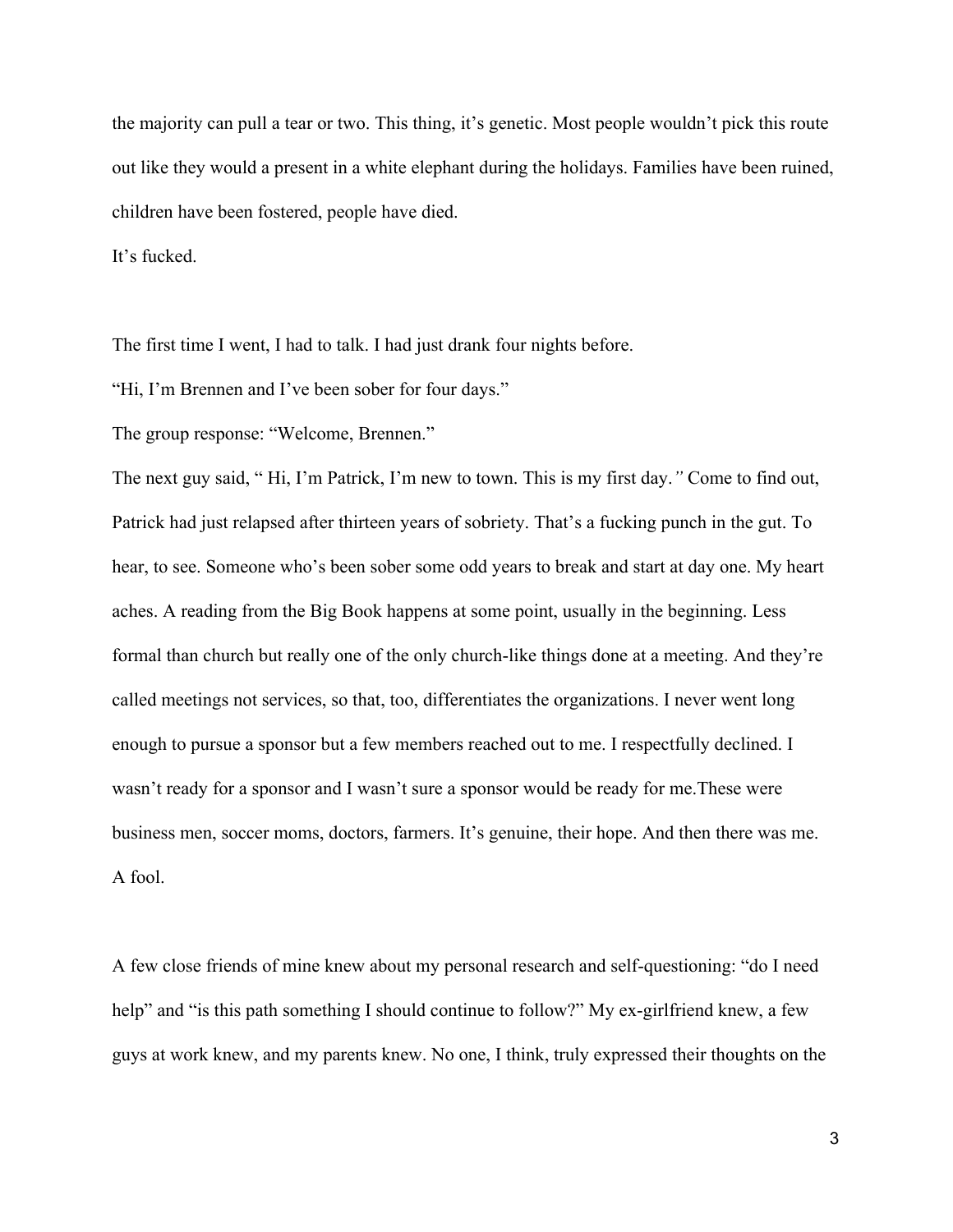the majority can pull a tear or two. This thing, it's genetic. Most people wouldn't pick this route out like they would a present in a white elephant during the holidays. Families have been ruined, children have been fostered, people have died.

It's fucked.

The first time I went, I had to talk. I had just drank four nights before.

"Hi, I'm Brennen and I've been sober for four days."

The group response: "Welcome, Brennen."

The next guy said, " Hi, I'm Patrick, I'm new to town. This is my first day." Come to find out, Patrick had just relapsed after thirteen years of sobriety. That's a fucking punch in the gut. To hear, to see. Someone who's been sober some odd years to break and start at day one. My heart aches. A reading from the Big Book happens at some point, usually in the beginning. Less formal than church but really one of the only church-like things done at a meeting. And they're called meetings not services, so that, too, differentiates the organizations. I never went long enough to pursue a sponsor but a few members reached out to me. I respectfully declined. I wasn't ready for a sponsor and I wasn't sure a sponsor would be ready for me.These were business men, soccer moms, doctors, farmers. It's genuine, their hope. And then there was me. A fool.

A few close friends of mine knew about my personal research and self-questioning: "do I need help" and "is this path something I should continue to follow?" My ex-girlfriend knew, a few guys at work knew, and my parents knew. No one, I think, truly expressed their thoughts on the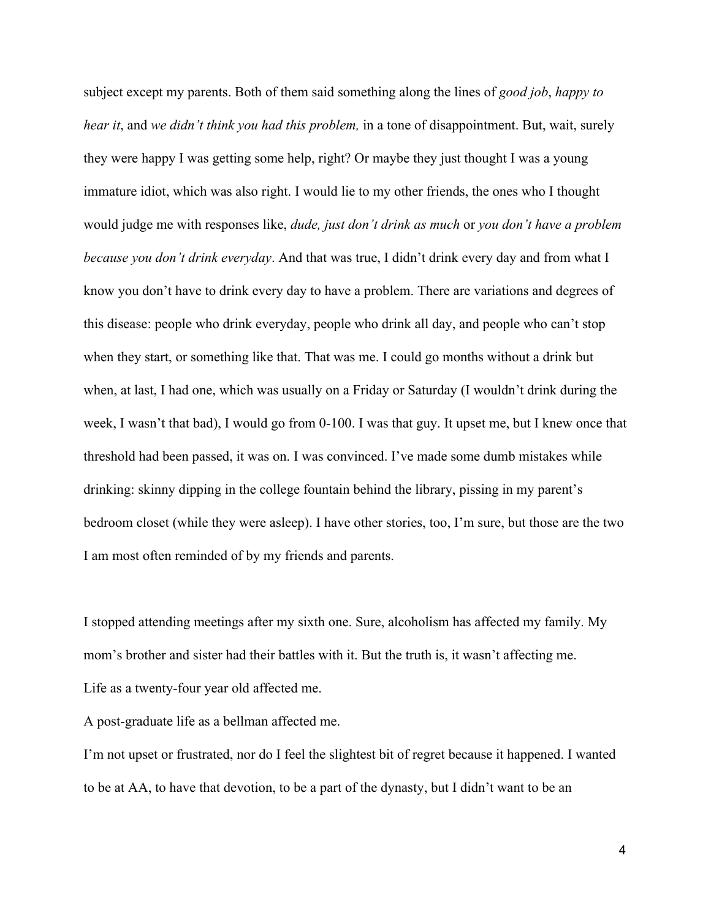subject except my parents. Both of them said something along the lines of *good job*, *happy to hear it*, and *we didn't think you had this problem,* in a tone of disappointment. But, wait, surely they were happy I was getting some help, right? Or maybe they just thought I was a young immature idiot, which was also right. I would lie to my other friends, the ones who I thought would judge me with responses like, *dude, just don't drink as much* or *you don't have a problem because you don't drink everyday*. And that was true, I didn't drink every day and from what I know you don't have to drink every day to have a problem. There are variations and degrees of this disease: people who drink everyday, people who drink all day, and people who can't stop when they start, or something like that. That was me. I could go months without a drink but when, at last, I had one, which was usually on a Friday or Saturday (I wouldn't drink during the week, I wasn't that bad), I would go from 0-100. I was that guy. It upset me, but I knew once that threshold had been passed, it was on. I was convinced. I've made some dumb mistakes while drinking: skinny dipping in the college fountain behind the library, pissing in my parent's bedroom closet (while they were asleep). I have other stories, too, I'm sure, but those are the two I am most often reminded of by my friends and parents.

I stopped attending meetings after my sixth one. Sure, alcoholism has affected my family. My mom's brother and sister had their battles with it. But the truth is, it wasn't affecting me.

Life as a twenty-four year old affected me.

A post-graduate life as a bellman affected me.

I'm not upset or frustrated, nor do I feel the slightest bit of regret because it happened. I wanted to be at AA, to have that devotion, to be a part of the dynasty, but I didn't want to be an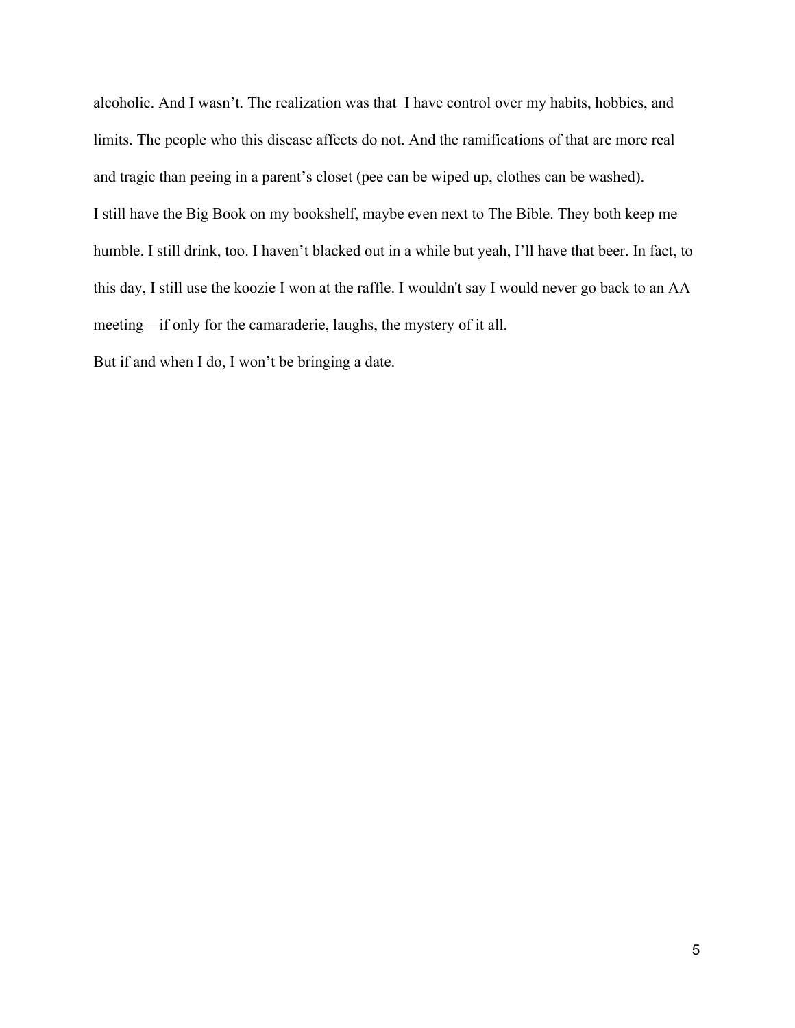alcoholic. And I wasn't. The realization was that  I have control over my habits, hobbies, and limits. The people who this disease affects do not. And the ramifications of that are more real and tragic than peeing in a parent's closet (pee can be wiped up, clothes can be washed).

I still have the Big Book on my bookshelf, maybe even next to The Bible. They both keep me humble. I still drink, too. I haven't blacked out in a while but yeah, I'll have that beer. In fact, to this day, I still use the koozie I won at the raffle. I wouldn't say I would never go back to an AA meeting—if only for the camaraderie, laughs, the mystery of it all.

But if and when I do, I won't be bringing a date.